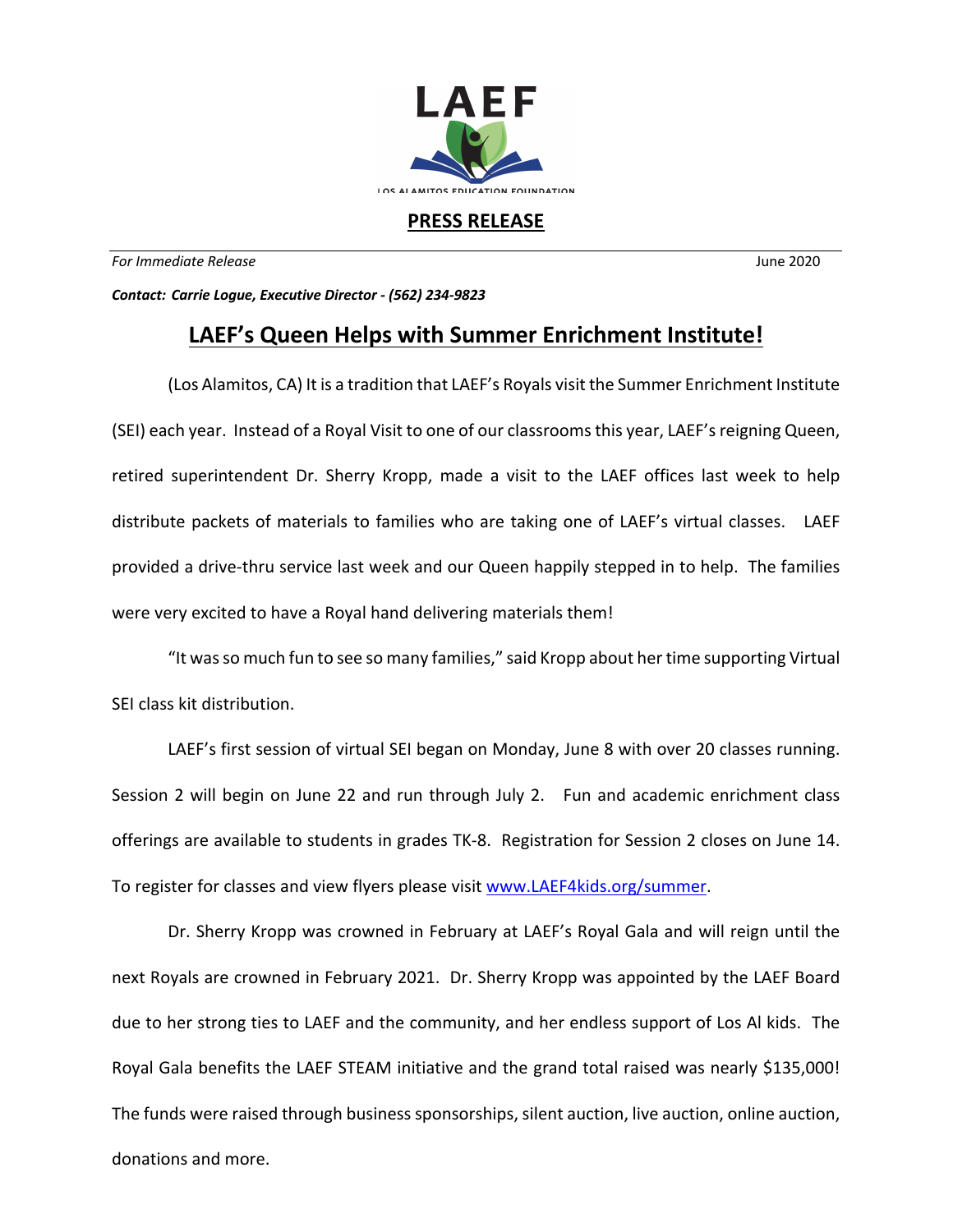LAEF

LOS ALAMITOS EDUCATION FOUNDATION

**PRESS RELEASE**

*For Immediate Release* June 2020

***Contact: Carrie Logue, Executive Director - (562) 234-9823***

# LAEF's Queen Helps with Summer Enrichment Institute!

(Los Alamitos, CA) It is a tradition that LAEF's Royals visit the Summer Enrichment Institute (SEI) each year. Instead of a Royal Visit to one of our classrooms this year, LAEF's reigning Queen, retired superintendent Dr. Sherry Kropp, made a visit to the LAEF offices last week to help distribute packets of materials to families who are taking one of LAEF's virtual classes. LAEF provided a drive-thru service last week and our Queen happily stepped in to help. The families were very excited to have a Royal hand delivering materials them!

"It was so much fun to see so many families," said Kropp about her time supporting Virtual SEI class kit distribution.

LAEF's first session of virtual SEI began on Monday, June 8 with over 20 classes running. Session 2 will begin on June 22 and run through July 2. Fun and academic enrichment class offerings are available to students in grades TK-8. Registration for Session 2 closes on June 14. To register for classes and view flyers please visit [www.LAEF4kids.org/summer](www.LAEF4kids.org/summer).

Dr. Sherry Kropp was crowned in February at LAEF's Royal Gala and will reign until the next Royals are crowned in February 2021. Dr. Sherry Kropp was appointed by the LAEF Board due to her strong ties to LAEF and the community, and her endless support of Los Al kids. The Royal Gala benefits the LAEF STEAM initiative and the grand total raised was nearly $135,000! The funds were raised through business sponsorships, silent auction, live auction, online auction, donations and more.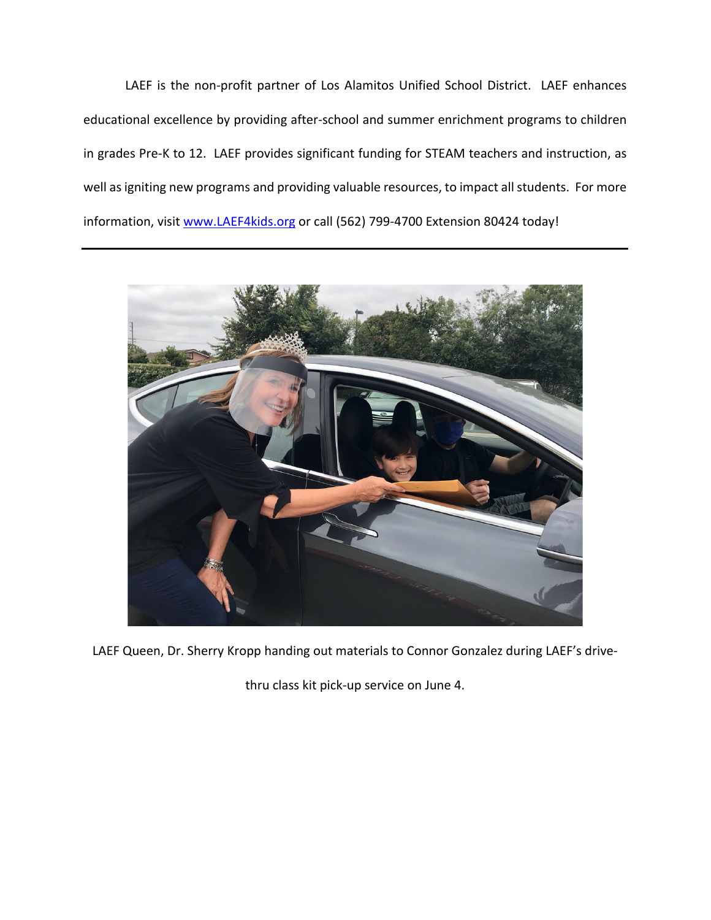LAEF is the non-profit partner of Los Alamitos Unified School District. LAEF enhances educational excellence by providing after-school and summer enrichment programs to children in grades Pre-K to 12. LAEF provides significant funding for STEAM teachers and instruction, as well as igniting new programs and providing valuable resources, to impact all students. For more information, visit [www.LAEF4kids.org](http://www.LAEF4kids.org) or call (562) 799-4700 Extension 80424 today!

---

LAEF Queen, Dr. Sherry Kropp handing out materials to Connor Gonzalez during LAEF's drive-thru class kit pick-up service on June 4.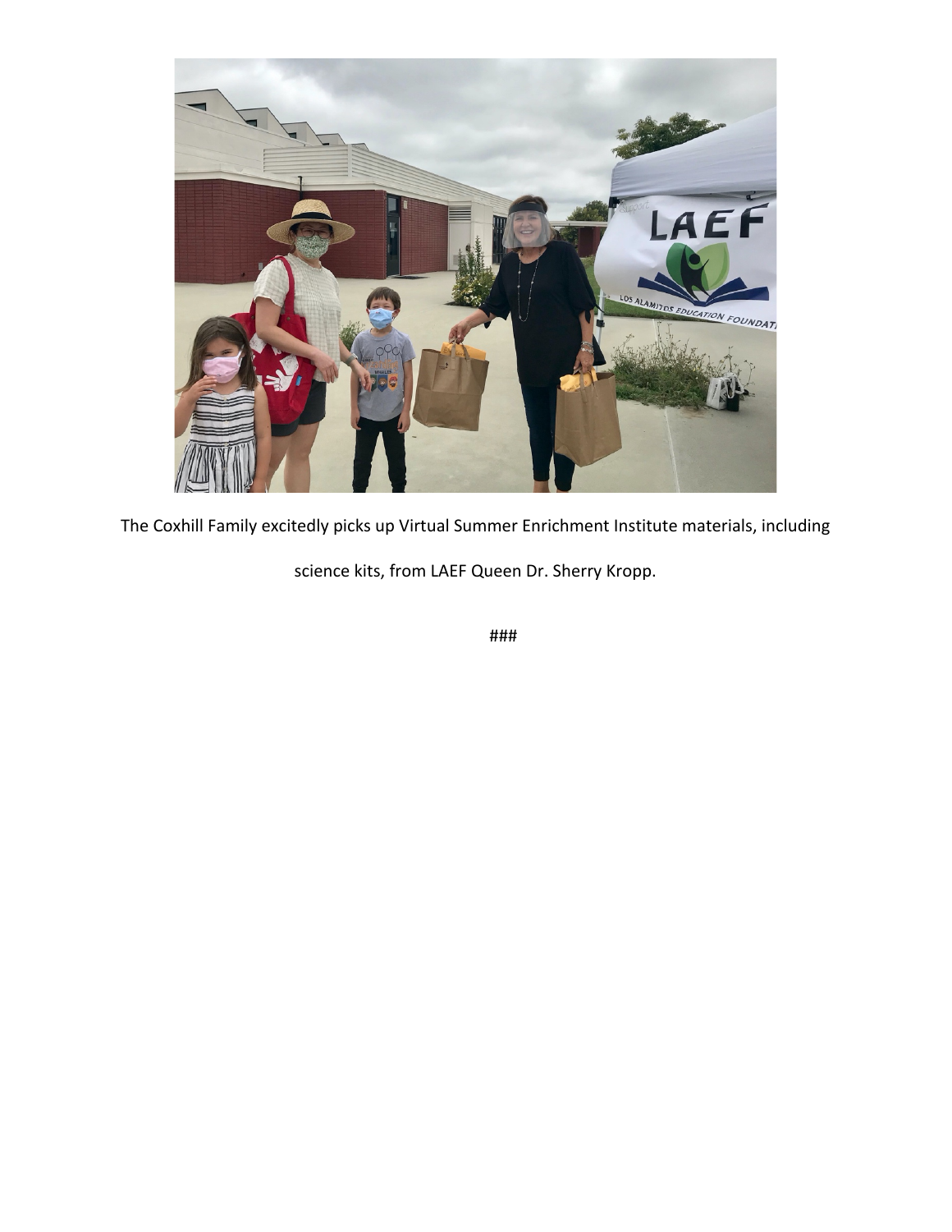The Coxhill Family excitedly picks up Virtual Summer Enrichment Institute materials, including science kits, from LAEF Queen Dr. Sherry Kropp.

###